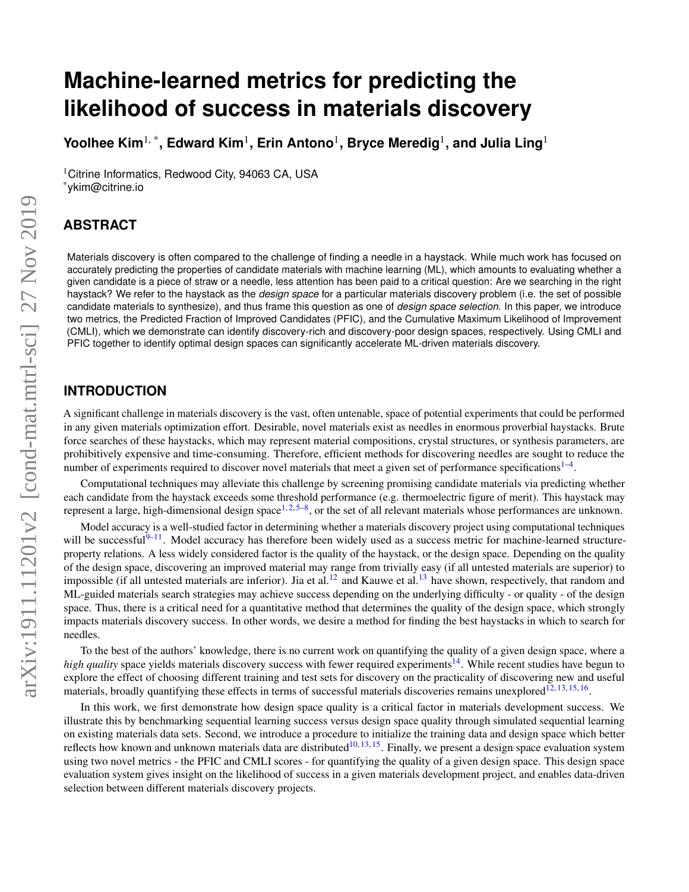# Machine-learned metrics for predicting the likelihood of success in materials discovery

**Yoolhee Kim[1,*], Edward Kim[1], Erin Antono[1], Bryce Meredig[1], and Julia Ling[1]**

[1]Citrine Informatics, Redwood City, 94063 CA, USA
[*]ykim@citrine.io

## ABSTRACT

Materials discovery is often compared to the challenge of finding a needle in a haystack. While much work has focused on accurately predicting the properties of candidate materials with machine learning (ML), which amounts to evaluating whether a given candidate is a piece of straw or a needle, less attention has been paid to a critical question: Are we searching in the right haystack? We refer to the haystack as the *design space* for a particular materials discovery problem (i.e. the set of possible candidate materials to synthesize), and thus frame this question as one of *design space selection*. In this paper, we introduce two metrics, the Predicted Fraction of Improved Candidates (PFIC), and the Cumulative Maximum Likelihood of Improvement (CMLI), which we demonstrate can identify discovery-rich and discovery-poor design spaces, respectively. Using CMLI and PFIC together to identify optimal design spaces can significantly accelerate ML-driven materials discovery.

## INTRODUCTION

A significant challenge in materials discovery is the vast, often untenable, space of potential experiments that could be performed in any given materials optimization effort. Desirable, novel materials exist as needles in enormous proverbial haystacks. Brute force searches of these haystacks, which may represent material compositions, crystal structures, or synthesis parameters, are prohibitively expensive and time-consuming. Therefore, efficient methods for discovering needles are sought to reduce the number of experiments required to discover novel materials that meet a given set of performance specifications[1–4].

Computational techniques may alleviate this challenge by screening promising candidate materials via predicting whether each candidate from the haystack exceeds some threshold performance (e.g. thermoelectric figure of merit). This haystack may represent a large, high-dimensional design space[1,2,5–8], or the set of all relevant materials whose performances are unknown.

Model accuracy is a well-studied factor in determining whether a materials discovery project using computational techniques will be successful[9–11]. Model accuracy has therefore been widely used as a success metric for machine-learned structure-property relations. A less widely considered factor is the quality of the haystack, or the design space. Depending on the quality of the design space, discovering an improved material may range from trivially easy (if all untested materials are superior) to impossible (if all untested materials are inferior). Jia et al.[12] and Kauwe et al.[13] have shown, respectively, that random and ML-guided materials search strategies may achieve success depending on the underlying difficulty - or quality - of the design space. Thus, there is a critical need for a quantitative method that determines the quality of the design space, which strongly impacts materials discovery success. In other words, we desire a method for finding the best haystacks in which to search for needles.

To the best of the authors' knowledge, there is no current work on quantifying the quality of a given design space, where a *high quality* space yields materials discovery success with fewer required experiments[14]. While recent studies have begun to explore the effect of choosing different training and test sets for discovery on the practicality of discovering new and useful materials, broadly quantifying these effects in terms of successful materials discoveries remains unexplored[12,13,15,16].

In this work, we first demonstrate how design space quality is a critical factor in materials development success. We illustrate this by benchmarking sequential learning success versus design space quality through simulated sequential learning on existing materials data sets. Second, we introduce a procedure to initialize the training data and design space which better reflects how known and unknown materials data are distributed[10,13,15]. Finally, we present a design space evaluation system using two novel metrics - the PFIC and CMLI scores - for quantifying the quality of a given design space. This design space evaluation system gives insight on the likelihood of success in a given materials development project, and enables data-driven selection between different materials discovery projects.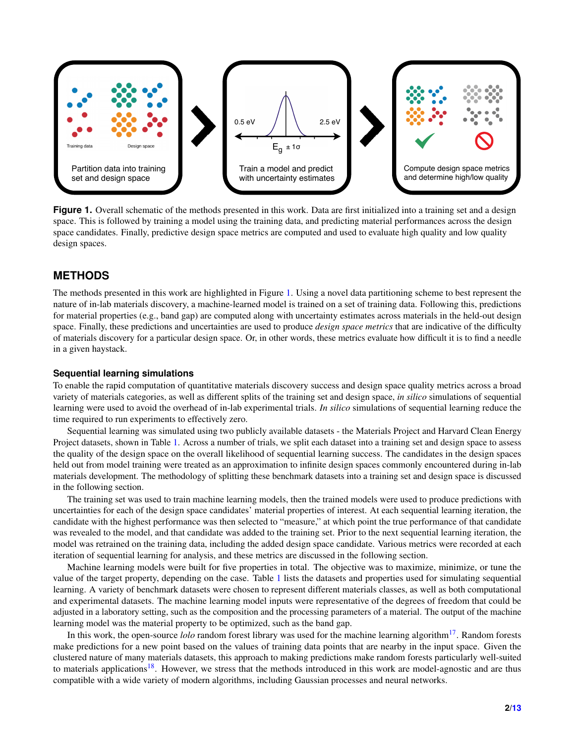Training data

Design space

Partition data into training set and design space

0.5 eV

2.5 eV

$E_g$ ± 1σ

Train a model and predict with uncertainty estimates

Compute design space metrics and determine high/low quality

**Figure 1.** Overall schematic of the methods presented in this work. Data are first initialized into a training set and a design space. This is followed by training a model using the training data, and predicting material performances across the design space candidates. Finally, predictive design space metrics are computed and used to evaluate high quality and low quality design spaces.

## METHODS

The methods presented in this work are highlighted in Figure 1. Using a novel data partitioning scheme to best represent the nature of in-lab materials discovery, a machine-learned model is trained on a set of training data. Following this, predictions for material properties (e.g., band gap) are computed along with uncertainty estimates across materials in the held-out design space. Finally, these predictions and uncertainties are used to produce *design space metrics* that are indicative of the difficulty of materials discovery for a particular design space. Or, in other words, these metrics evaluate how difficult it is to find a needle in a given haystack.

### Sequential learning simulations

To enable the rapid computation of quantitative materials discovery success and design space quality metrics across a broad variety of materials categories, as well as different splits of the training set and design space, *in silico* simulations of sequential learning were used to avoid the overhead of in-lab experimental trials. *In silico* simulations of sequential learning reduce the time required to run experiments to effectively zero.

Sequential learning was simulated using two publicly available datasets - the Materials Project and Harvard Clean Energy Project datasets, shown in Table 1. Across a number of trials, we split each dataset into a training set and design space to assess the quality of the design space on the overall likelihood of sequential learning success. The candidates in the design spaces held out from model training were treated as an approximation to infinite design spaces commonly encountered during in-lab materials development. The methodology of splitting these benchmark datasets into a training set and design space is discussed in the following section.

The training set was used to train machine learning models, then the trained models were used to produce predictions with uncertainties for each of the design space candidates' material properties of interest. At each sequential learning iteration, the candidate with the highest performance was then selected to "measure," at which point the true performance of that candidate was revealed to the model, and that candidate was added to the training set. Prior to the next sequential learning iteration, the model was retrained on the training data, including the added design space candidate. Various metrics were recorded at each iteration of sequential learning for analysis, and these metrics are discussed in the following section.

Machine learning models were built for five properties in total. The objective was to maximize, minimize, or tune the value of the target property, depending on the case. Table 1 lists the datasets and properties used for simulating sequential learning. A variety of benchmark datasets were chosen to represent different materials classes, as well as both computational and experimental datasets. The machine learning model inputs were representative of the degrees of freedom that could be adjusted in a laboratory setting, such as the composition and the processing parameters of a material. The output of the machine learning model was the material property to be optimized, such as the band gap.

In this work, the open-source *lolo* random forest library was used for the machine learning algorithm[17]. Random forests make predictions for a new point based on the values of training data points that are nearby in the input space. Given the clustered nature of many materials datasets, this approach to making predictions make random forests particularly well-suited to materials applications[18]. However, we stress that the methods introduced in this work are model-agnostic and are thus compatible with a wide variety of modern algorithms, including Gaussian processes and neural networks.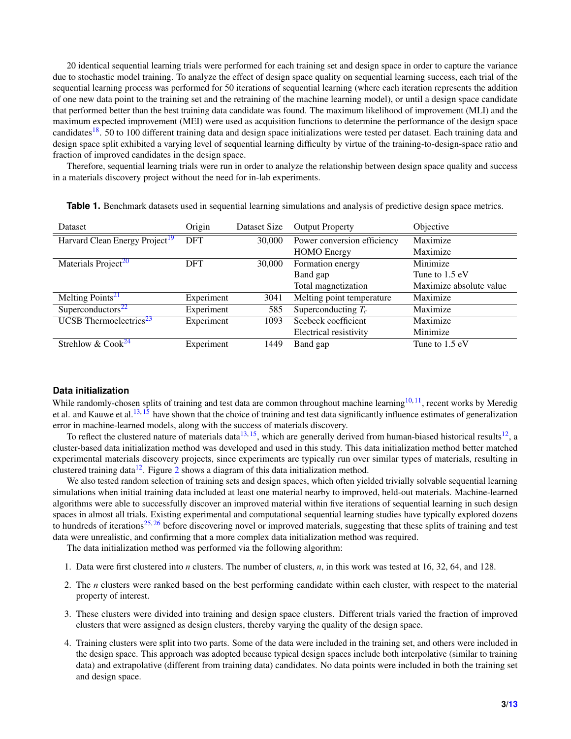20 identical sequential learning trials were performed for each training set and design space in order to capture the variance due to stochastic model training. To analyze the effect of design space quality on sequential learning success, each trial of the sequential learning process was performed for 50 iterations of sequential learning (where each iteration represents the addition of one new data point to the training set and the retraining of the machine learning model), or until a design space candidate that performed better than the best training data candidate was found. The maximum likelihood of improvement (MLI) and the maximum expected improvement (MEI) were used as acquisition functions to determine the performance of the design space candidates[18]. 50 to 100 different training data and design space initializations were tested per dataset. Each training data and design space split exhibited a varying level of sequential learning difficulty by virtue of the training-to-design-space ratio and fraction of improved candidates in the design space.

Therefore, sequential learning trials were run in order to analyze the relationship between design space quality and success in a materials discovery project without the need for in-lab experiments.

**Table 1.** Benchmark datasets used in sequential learning simulations and analysis of predictive design space metrics.

| Dataset | Origin | Dataset Size | Output Property | Objective |
|---|---|---|---|---|
| Harvard Clean Energy Project[19] | DFT | 30,000 | Power conversion efficiency | Maximize |
| | | | HOMO Energy | Maximize |
| Materials Project[20] | DFT | 30,000 | Formation energy | Minimize |
| | | | Band gap | Tune to 1.5 eV |
| | | | Total magnetization | Maximize absolute value |
| Melting Points[21] | Experiment | 3041 | Melting point temperature | Maximize |
| Superconductors[22] | Experiment | 585 | Superconducting $T_c$ | Maximize |
| UCSB Thermoelectrics[23] | Experiment | 1093 | Seebeck coefficient | Maximize |
| | | | Electrical resistivity | Minimize |
| Strehlow & Cook[24] | Experiment | 1449 | Band gap | Tune to 1.5 eV |

### Data initialization

While randomly-chosen splits of training and test data are common throughout machine learning[10,11], recent works by Meredig et al. and Kauwe et al.[13,15] have shown that the choice of training and test data significantly influence estimates of generalization error in machine-learned models, along with the success of materials discovery.

To reflect the clustered nature of materials data[13,15], which are generally derived from human-biased historical results[12], a cluster-based data initialization method was developed and used in this study. This data initialization method better matched experimental materials discovery projects, since experiments are typically run over similar types of materials, resulting in clustered training data[12]. Figure 2 shows a diagram of this data initialization method.

We also tested random selection of training sets and design spaces, which often yielded trivially solvable sequential learning simulations when initial training data included at least one material nearby to improved, held-out materials. Machine-learned algorithms were able to successfully discover an improved material within five iterations of sequential learning in such design spaces in almost all trials. Existing experimental and computational sequential learning studies have typically explored dozens to hundreds of iterations[25,26] before discovering novel or improved materials, suggesting that these splits of training and test data were unrealistic, and confirming that a more complex data initialization method was required.

The data initialization method was performed via the following algorithm:

1. Data were first clustered into $n$ clusters. The number of clusters, $n$, in this work was tested at 16, 32, 64, and 128.
2. The $n$ clusters were ranked based on the best performing candidate within each cluster, with respect to the material property of interest.
3. These clusters were divided into training and design space clusters. Different trials varied the fraction of improved clusters that were assigned as design clusters, thereby varying the quality of the design space.
4. Training clusters were split into two parts. Some of the data were included in the training set, and others were included in the design space. This approach was adopted because typical design spaces include both interpolative (similar to training data) and extrapolative (different from training data) candidates. No data points were included in both the training set and design space.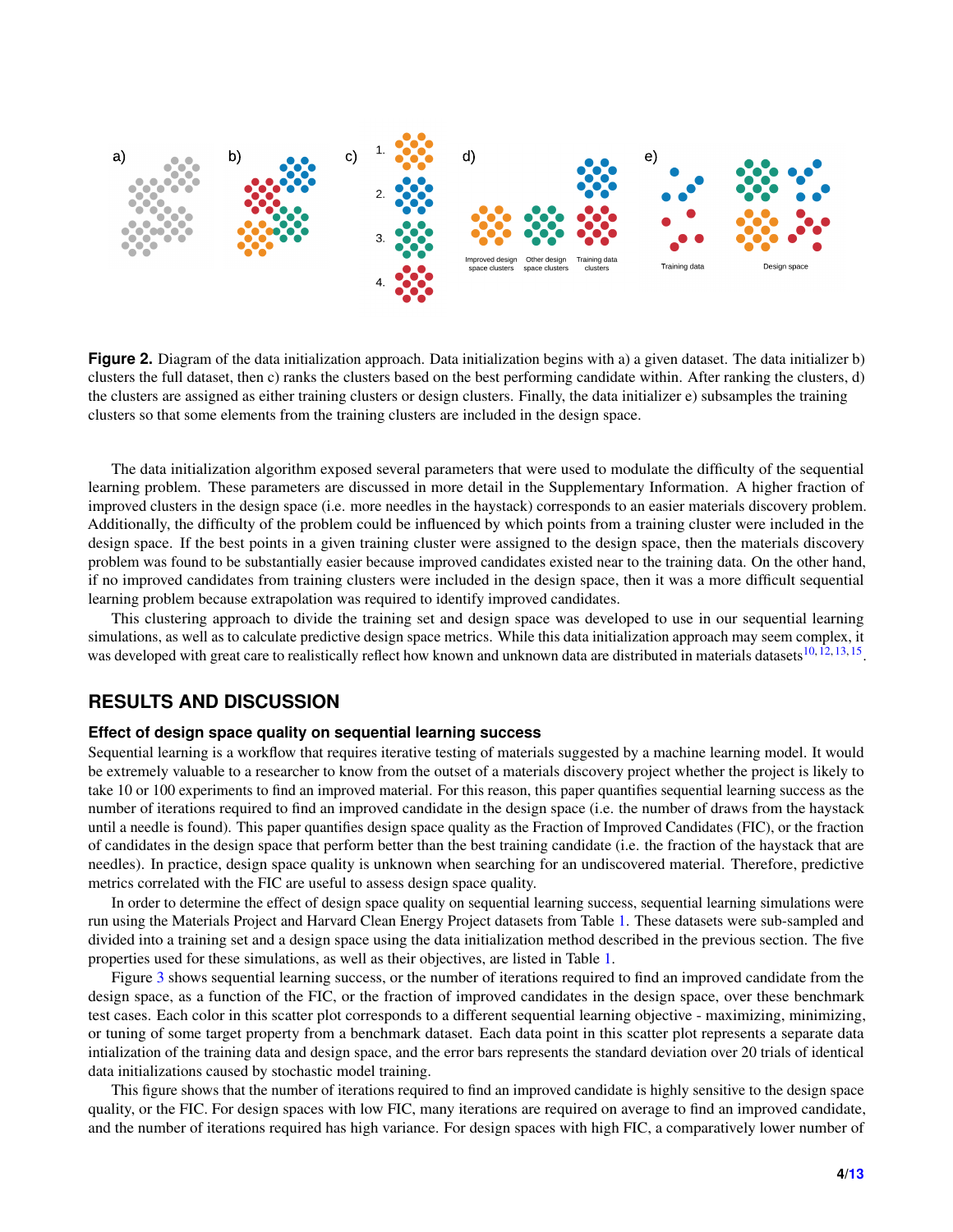**Figure 2.** Diagram of the data initialization approach. Data initialization begins with a) a given dataset. The data initializer b) clusters the full dataset, then c) ranks the clusters based on the best performing candidate within. After ranking the clusters, d) the clusters are assigned as either training clusters or design clusters. Finally, the data initializer e) subsamples the training clusters so that some elements from the training clusters are included in the design space.

The data initialization algorithm exposed several parameters that were used to modulate the difficulty of the sequential learning problem. These parameters are discussed in more detail in the Supplementary Information. A higher fraction of improved clusters in the design space (i.e. more needles in the haystack) corresponds to an easier materials discovery problem. Additionally, the difficulty of the problem could be influenced by which points from a training cluster were included in the design space. If the best points in a given training cluster were assigned to the design space, then the materials discovery problem was found to be substantially easier because improved candidates existed near to the training data. On the other hand, if no improved candidates from training clusters were included in the design space, then it was a more difficult sequential learning problem because extrapolation was required to identify improved candidates.

This clustering approach to divide the training set and design space was developed to use in our sequential learning simulations, as well as to calculate predictive design space metrics. While this data initialization approach may seem complex, it was developed with great care to realistically reflect how known and unknown data are distributed in materials datasets[10,12,13,15].

## RESULTS AND DISCUSSION

### Effect of design space quality on sequential learning success

Sequential learning is a workflow that requires iterative testing of materials suggested by a machine learning model. It would be extremely valuable to a researcher to know from the outset of a materials discovery project whether the project is likely to take 10 or 100 experiments to find an improved material. For this reason, this paper quantifies sequential learning success as the number of iterations required to find an improved candidate in the design space (i.e. the number of draws from the haystack until a needle is found). This paper quantifies design space quality as the Fraction of Improved Candidates (FIC), or the fraction of candidates in the design space that perform better than the best training candidate (i.e. the fraction of the haystack that are needles). In practice, design space quality is unknown when searching for an undiscovered material. Therefore, predictive metrics correlated with the FIC are useful to assess design space quality.

In order to determine the effect of design space quality on sequential learning success, sequential learning simulations were run using the Materials Project and Harvard Clean Energy Project datasets from Table 1. These datasets were sub-sampled and divided into a training set and a design space using the data initialization method described in the previous section. The five properties used for these simulations, as well as their objectives, are listed in Table 1.

Figure 3 shows sequential learning success, or the number of iterations required to find an improved candidate from the design space, as a function of the FIC, or the fraction of improved candidates in the design space, over these benchmark test cases. Each color in this scatter plot corresponds to a different sequential learning objective - maximizing, minimizing, or tuning of some target property from a benchmark dataset. Each data point in this scatter plot represents a separate data intialization of the training data and design space, and the error bars represents the standard deviation over 20 trials of identical data initializations caused by stochastic model training.

This figure shows that the number of iterations required to find an improved candidate is highly sensitive to the design space quality, or the FIC. For design spaces with low FIC, many iterations are required on average to find an improved candidate, and the number of iterations required has high variance. For design spaces with high FIC, a comparatively lower number of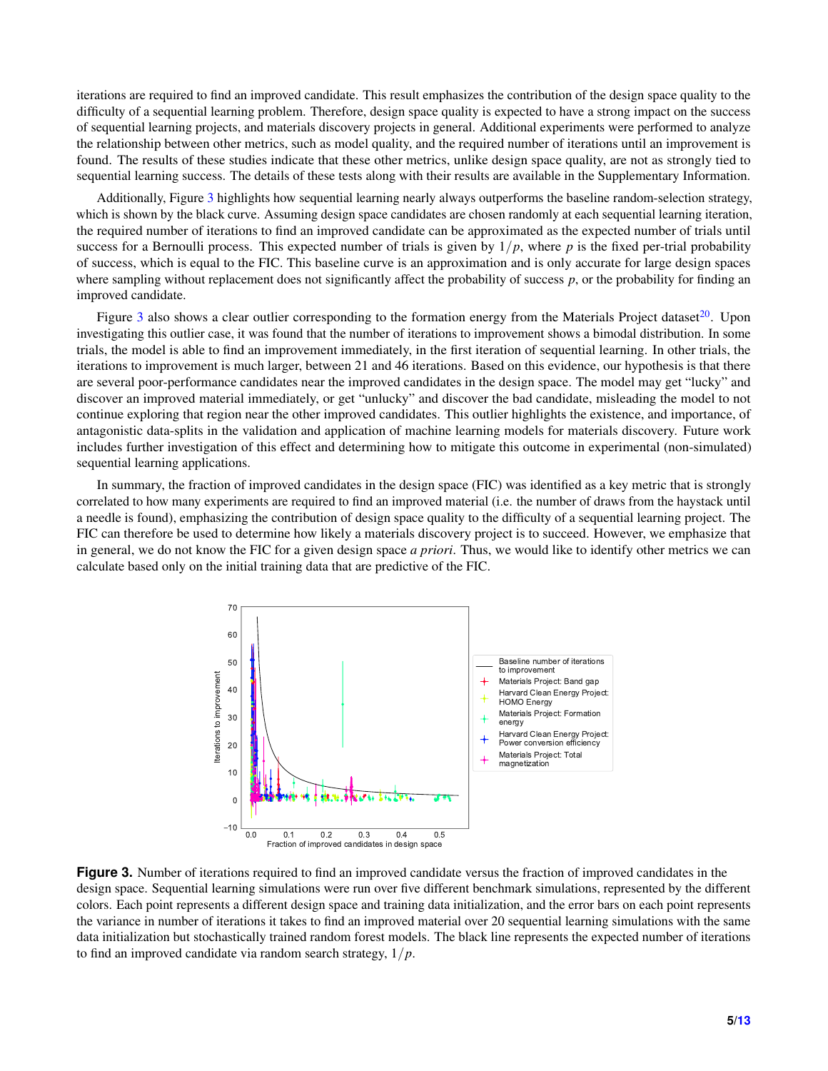iterations are required to find an improved candidate. This result emphasizes the contribution of the design space quality to the difficulty of a sequential learning problem. Therefore, design space quality is expected to have a strong impact on the success of sequential learning projects, and materials discovery projects in general. Additional experiments were performed to analyze the relationship between other metrics, such as model quality, and the required number of iterations until an improvement is found. The results of these studies indicate that these other metrics, unlike design space quality, are not as strongly tied to sequential learning success. The details of these tests along with their results are available in the Supplementary Information.

Additionally, Figure 3 highlights how sequential learning nearly always outperforms the baseline random-selection strategy, which is shown by the black curve. Assuming design space candidates are chosen randomly at each sequential learning iteration, the required number of iterations to find an improved candidate can be approximated as the expected number of trials until success for a Bernoulli process. This expected number of trials is given by $1/p$, where $p$ is the fixed per-trial probability of success, which is equal to the FIC. This baseline curve is an approximation and is only accurate for large design spaces where sampling without replacement does not significantly affect the probability of success $p$, or the probability for finding an improved candidate.

Figure 3 also shows a clear outlier corresponding to the formation energy from the Materials Project dataset[20]. Upon investigating this outlier case, it was found that the number of iterations to improvement shows a bimodal distribution. In some trials, the model is able to find an improvement immediately, in the first iteration of sequential learning. In other trials, the iterations to improvement is much larger, between 21 and 46 iterations. Based on this evidence, our hypothesis is that there are several poor-performance candidates near the improved candidates in the design space. The model may get "lucky" and discover an improved material immediately, or get "unlucky" and discover the bad candidate, misleading the model to not continue exploring that region near the other improved candidates. This outlier highlights the existence, and importance, of antagonistic data-splits in the validation and application of machine learning models for materials discovery. Future work includes further investigation of this effect and determining how to mitigate this outcome in experimental (non-simulated) sequential learning applications.

In summary, the fraction of improved candidates in the design space (FIC) was identified as a key metric that is strongly correlated to how many experiments are required to find an improved material (i.e. the number of draws from the haystack until a needle is found), emphasizing the contribution of design space quality to the difficulty of a sequential learning project. The FIC can therefore be used to determine how likely a materials discovery project is to succeed. However, we emphasize that in general, we do not know the FIC for a given design space *a priori*. Thus, we would like to identify other metrics we can calculate based only on the initial training data that are predictive of the FIC.

Iterations to improvement
70
60
50
40
30
20
10
0
−10
0.0
0.1
0.2
0.3
0.4
0.5
Fraction of improved candidates in design space

Baseline number of iterations to improvement
Materials Project: Band gap
Harvard Clean Energy Project: HOMO Energy
Materials Project: Formation energy
Harvard Clean Energy Project: Power conversion efficiency
Materials Project: Total magnetization

**Figure 3.** Number of iterations required to find an improved candidate versus the fraction of improved candidates in the design space. Sequential learning simulations were run over five different benchmark simulations, represented by the different colors. Each point represents a different design space and training data initialization, and the error bars on each point represents the variance in number of iterations it takes to find an improved material over 20 sequential learning simulations with the same data initialization but stochastically trained random forest models. The black line represents the expected number of iterations to find an improved candidate via random search strategy, $1/p$.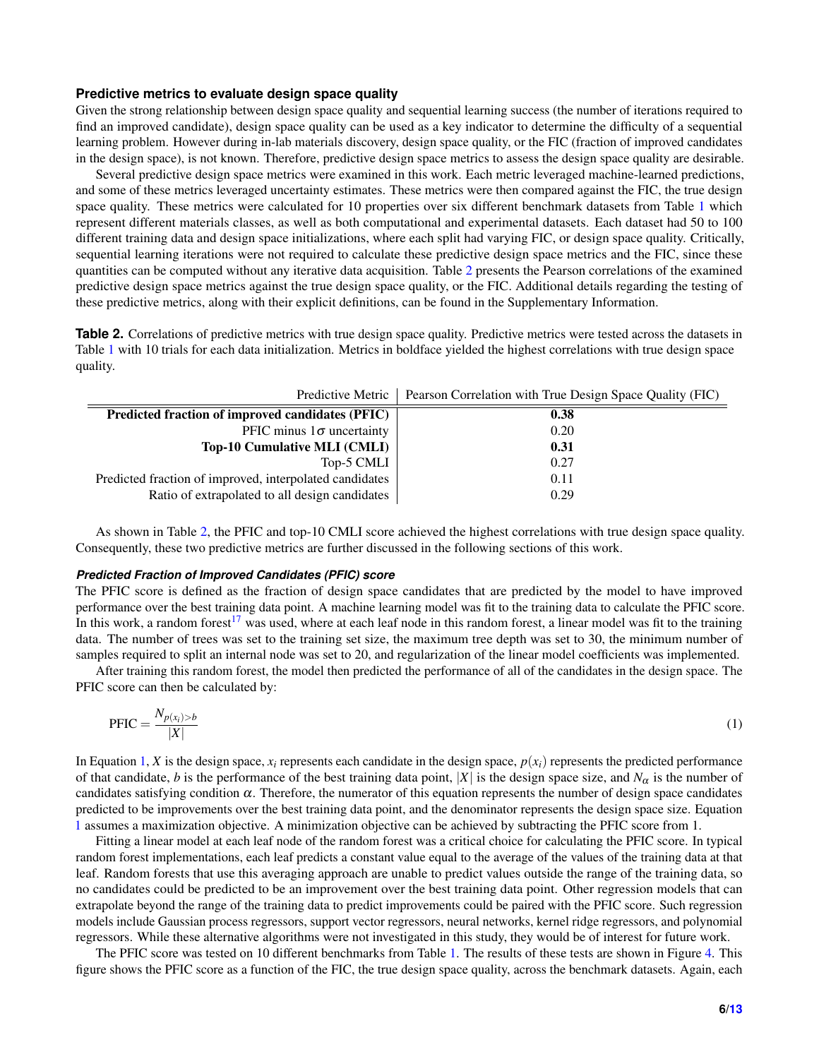### Predictive metrics to evaluate design space quality

Given the strong relationship between design space quality and sequential learning success (the number of iterations required to find an improved candidate), design space quality can be used as a key indicator to determine the difficulty of a sequential learning problem. However during in-lab materials discovery, design space quality, or the FIC (fraction of improved candidates in the design space), is not known. Therefore, predictive design space metrics to assess the design space quality are desirable.

Several predictive design space metrics were examined in this work. Each metric leveraged machine-learned predictions, and some of these metrics leveraged uncertainty estimates. These metrics were then compared against the FIC, the true design space quality. These metrics were calculated for 10 properties over six different benchmark datasets from Table 1 which represent different materials classes, as well as both computational and experimental datasets. Each dataset had 50 to 100 different training data and design space initializations, where each split had varying FIC, or design space quality. Critically, sequential learning iterations were not required to calculate these predictive design space metrics and the FIC, since these quantities can be computed without any iterative data acquisition. Table 2 presents the Pearson correlations of the examined predictive design space metrics against the true design space quality, or the FIC. Additional details regarding the testing of these predictive metrics, along with their explicit definitions, can be found in the Supplementary Information.

**Table 2.** Correlations of predictive metrics with true design space quality. Predictive metrics were tested across the datasets in Table 1 with 10 trials for each data initialization. Metrics in boldface yielded the highest correlations with true design space quality.

| Predictive Metric | Pearson Correlation with True Design Space Quality (FIC) |
|---|---|
| **Predicted fraction of improved candidates (PFIC)** | **0.38** |
| PFIC minus $1\sigma$ uncertainty | 0.20 |
| **Top-10 Cumulative MLI (CMLI)** | **0.31** |
| Top-5 CMLI | 0.27 |
| Predicted fraction of improved, interpolated candidates | 0.11 |
| Ratio of extrapolated to all design candidates | 0.29 |

As shown in Table 2, the PFIC and top-10 CMLI score achieved the highest correlations with true design space quality. Consequently, these two predictive metrics are further discussed in the following sections of this work.

#### *Predicted Fraction of Improved Candidates (PFIC) score*

The PFIC score is defined as the fraction of design space candidates that are predicted by the model to have improved performance over the best training data point. A machine learning model was fit to the training data to calculate the PFIC score. In this work, a random forest[17] was used, where at each leaf node in this random forest, a linear model was fit to the training data. The number of trees was set to the training set size, the maximum tree depth was set to 30, the minimum number of samples required to split an internal node was set to 20, and regularization of the linear model coefficients was implemented.

After training this random forest, the model then predicted the performance of all of the candidates in the design space. The PFIC score can then be calculated by:

$$\text{PFIC} = \frac{N_{p(x_i)>b}}{|X|} \tag{1}$$

In Equation 1, $X$ is the design space, $x_i$ represents each candidate in the design space, $p(x_i)$ represents the predicted performance of that candidate, $b$ is the performance of the best training data point, $|X|$ is the design space size, and $N_\alpha$ is the number of candidates satisfying condition $\alpha$. Therefore, the numerator of this equation represents the number of design space candidates predicted to be improvements over the best training data point, and the denominator represents the design space size. Equation 1 assumes a maximization objective. A minimization objective can be achieved by subtracting the PFIC score from 1.

Fitting a linear model at each leaf node of the random forest was a critical choice for calculating the PFIC score. In typical random forest implementations, each leaf predicts a constant value equal to the average of the values of the training data at that leaf. Random forests that use this averaging approach are unable to predict values outside the range of the training data, so no candidates could be predicted to be an improvement over the best training data point. Other regression models that can extrapolate beyond the range of the training data to predict improvements could be paired with the PFIC score. Such regression models include Gaussian process regressors, support vector regressors, neural networks, kernel ridge regressors, and polynomial regressors. While these alternative algorithms were not investigated in this study, they would be of interest for future work.

The PFIC score was tested on 10 different benchmarks from Table 1. The results of these tests are shown in Figure 4. This figure shows the PFIC score as a function of the FIC, the true design space quality, across the benchmark datasets. Again, each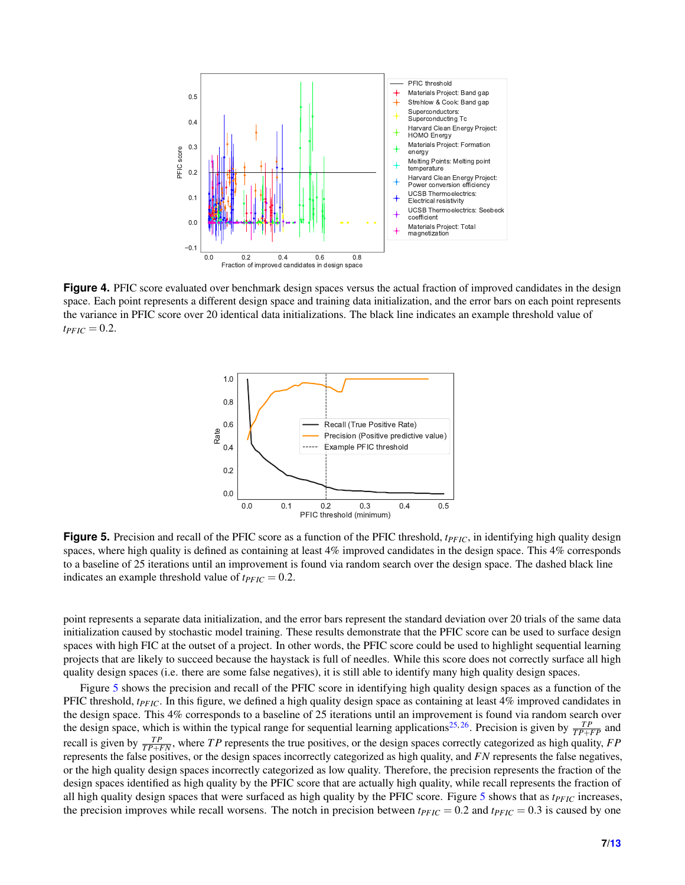**Figure 4.** PFIC score evaluated over benchmark design spaces versus the actual fraction of improved candidates in the design space. Each point represents a different design space and training data initialization, and the error bars on each point represents the variance in PFIC score over 20 identical data initializations. The black line indicates an example threshold value of $t_{PFIC} = 0.2$.

**Figure 5.** Precision and recall of the PFIC score as a function of the PFIC threshold, $t_{PFIC}$, in identifying high quality design spaces, where high quality is defined as containing at least 4% improved candidates in the design space. This 4% corresponds to a baseline of 25 iterations until an improvement is found via random search over the design space. The dashed black line indicates an example threshold value of $t_{PFIC} = 0.2$.

point represents a separate data initialization, and the error bars represent the standard deviation over 20 trials of the same data initialization caused by stochastic model training. These results demonstrate that the PFIC score can be used to surface design spaces with high FIC at the outset of a project. In other words, the PFIC score could be used to highlight sequential learning projects that are likely to succeed because the haystack is full of needles. While this score does not correctly surface all high quality design spaces (i.e. there are some false negatives), it is still able to identify many high quality design spaces.

Figure 5 shows the precision and recall of the PFIC score in identifying high quality design spaces as a function of the PFIC threshold, $t_{PFIC}$. In this figure, we defined a high quality design space as containing at least 4% improved candidates in the design space. This 4% corresponds to a baseline of 25 iterations until an improvement is found via random search over the design space, which is within the typical range for sequential learning applications[25,26]. Precision is given by $\frac{TP}{TP+FP}$ and recall is given by $\frac{TP}{TP+FN}$, where $TP$ represents the true positives, or the design spaces correctly categorized as high quality, $FP$ represents the false positives, or the design spaces incorrectly categorized as high quality, and $FN$ represents the false negatives, or the high quality design spaces incorrectly categorized as low quality. Therefore, the precision represents the fraction of the design spaces identified as high quality by the PFIC score that are actually high quality, while recall represents the fraction of all high quality design spaces that were surfaced as high quality by the PFIC score. Figure 5 shows that as $t_{PFIC}$ increases, the precision improves while recall worsens. The notch in precision between $t_{PFIC} = 0.2$ and $t_{PFIC} = 0.3$ is caused by one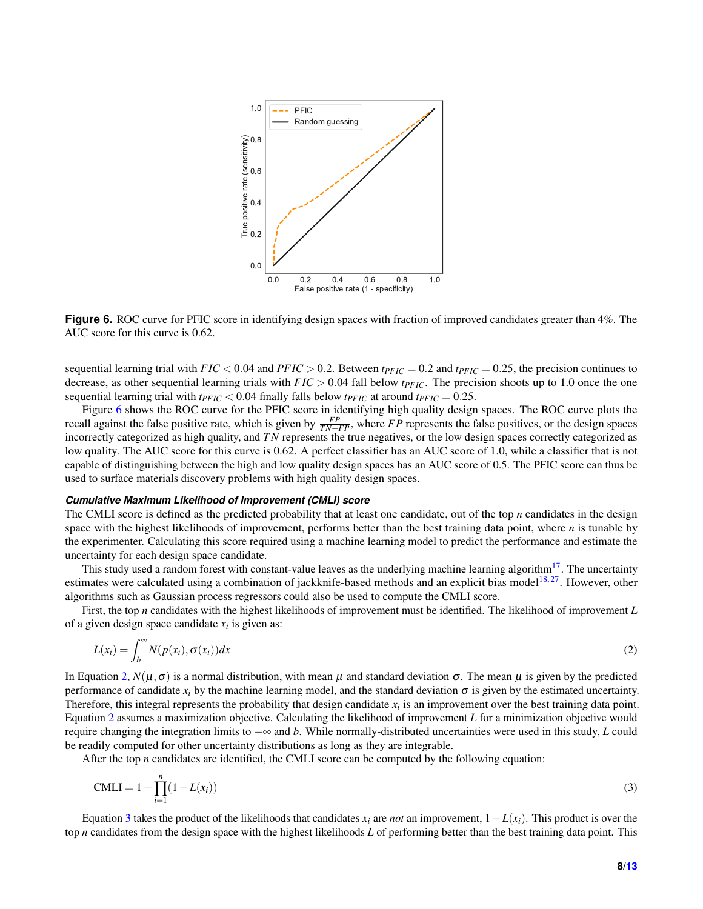**Figure 6.** ROC curve for PFIC score in identifying design spaces with fraction of improved candidates greater than 4%. The AUC score for this curve is 0.62.

sequential learning trial with $FIC < 0.04$ and $PFIC > 0.2$. Between $t_{PFIC} = 0.2$ and $t_{PFIC} = 0.25$, the precision continues to decrease, as other sequential learning trials with $FIC > 0.04$ fall below $t_{PFIC}$. The precision shoots up to 1.0 once the one sequential learning trial with $t_{PFIC} < 0.04$ finally falls below $t_{PFIC}$ at around $t_{PFIC} = 0.25$.

Figure 6 shows the ROC curve for the PFIC score in identifying high quality design spaces. The ROC curve plots the recall against the false positive rate, which is given by $\frac{FP}{TN+FP}$, where $FP$ represents the false positives, or the design spaces incorrectly categorized as high quality, and $TN$ represents the true negatives, or the low design spaces correctly categorized as low quality. The AUC score for this curve is 0.62. A perfect classifier has an AUC score of 1.0, while a classifier that is not capable of distinguishing between the high and low quality design spaces has an AUC score of 0.5. The PFIC score can thus be used to surface materials discovery problems with high quality design spaces.

### *Cumulative Maximum Likelihood of Improvement (CMLI) score*

The CMLI score is defined as the predicted probability that at least one candidate, out of the top $n$ candidates in the design space with the highest likelihoods of improvement, performs better than the best training data point, where $n$ is tunable by the experimenter. Calculating this score required using a machine learning model to predict the performance and estimate the uncertainty for each design space candidate.

This study used a random forest with constant-value leaves as the underlying machine learning algorithm[17]. The uncertainty estimates were calculated using a combination of jackknife-based methods and an explicit bias model[18,27]. However, other algorithms such as Gaussian process regressors could also be used to compute the CMLI score.

First, the top $n$ candidates with the highest likelihoods of improvement must be identified. The likelihood of improvement $L$ of a given design space candidate $x_i$ is given as:

$$L(x_i) = \int_b^\infty N(p(x_i), \sigma(x_i))dx \tag{2}$$

In Equation 2, $N(\mu, \sigma)$ is a normal distribution, with mean $\mu$ and standard deviation $\sigma$. The mean $\mu$ is given by the predicted performance of candidate $x_i$ by the machine learning model, and the standard deviation $\sigma$ is given by the estimated uncertainty. Therefore, this integral represents the probability that design candidate $x_i$ is an improvement over the best training data point. Equation 2 assumes a maximization objective. Calculating the likelihood of improvement $L$ for a minimization objective would require changing the integration limits to $-\infty$ and $b$. While normally-distributed uncertainties were used in this study, $L$ could be readily computed for other uncertainty distributions as long as they are integrable.

After the top $n$ candidates are identified, the CMLI score can be computed by the following equation:

$$\text{CMLI} = 1 - \prod_{i=1}^{n}(1 - L(x_i)) \tag{3}$$

Equation 3 takes the product of the likelihoods that candidates $x_i$ are *not* an improvement, $1 - L(x_i)$. This product is over the top $n$ candidates from the design space with the highest likelihoods $L$ of performing better than the best training data point. This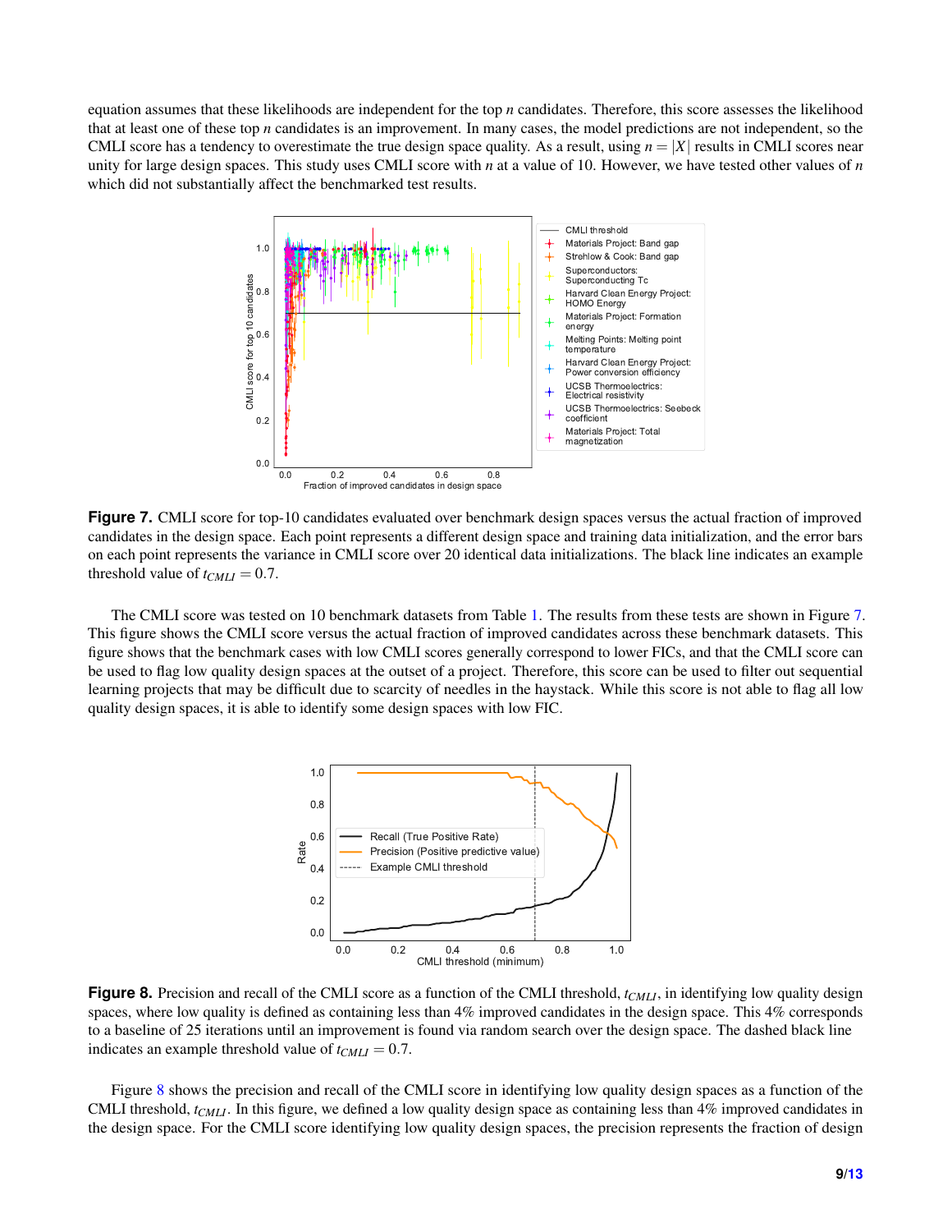equation assumes that these likelihoods are independent for the top $n$ candidates. Therefore, this score assesses the likelihood that at least one of these top $n$ candidates is an improvement. In many cases, the model predictions are not independent, so the CMLI score has a tendency to overestimate the true design space quality. As a result, using $n = |X|$ results in CMLI scores near unity for large design spaces. This study uses CMLI score with $n$ at a value of 10. However, we have tested other values of $n$ which did not substantially affect the benchmarked test results.

**Figure 7.** CMLI score for top-10 candidates evaluated over benchmark design spaces versus the actual fraction of improved candidates in the design space. Each point represents a different design space and training data initialization, and the error bars on each point represents the variance in CMLI score over 20 identical data initializations. The black line indicates an example threshold value of $t_{CMLI} = 0.7$.

The CMLI score was tested on 10 benchmark datasets from Table 1. The results from these tests are shown in Figure 7. This figure shows the CMLI score versus the actual fraction of improved candidates across these benchmark datasets. This figure shows that the benchmark cases with low CMLI scores generally correspond to lower FICs, and that the CMLI score can be used to flag low quality design spaces at the outset of a project. Therefore, this score can be used to filter out sequential learning projects that may be difficult due to scarcity of needles in the haystack. While this score is not able to flag all low quality design spaces, it is able to identify some design spaces with low FIC.

**Figure 8.** Precision and recall of the CMLI score as a function of the CMLI threshold, $t_{CMLI}$, in identifying low quality design spaces, where low quality is defined as containing less than 4% improved candidates in the design space. This 4% corresponds to a baseline of 25 iterations until an improvement is found via random search over the design space. The dashed black line indicates an example threshold value of $t_{CMLI} = 0.7$.

Figure 8 shows the precision and recall of the CMLI score in identifying low quality design spaces as a function of the CMLI threshold, $t_{CMLI}$. In this figure, we defined a low quality design space as containing less than 4% improved candidates in the design space. For the CMLI score identifying low quality design spaces, the precision represents the fraction of design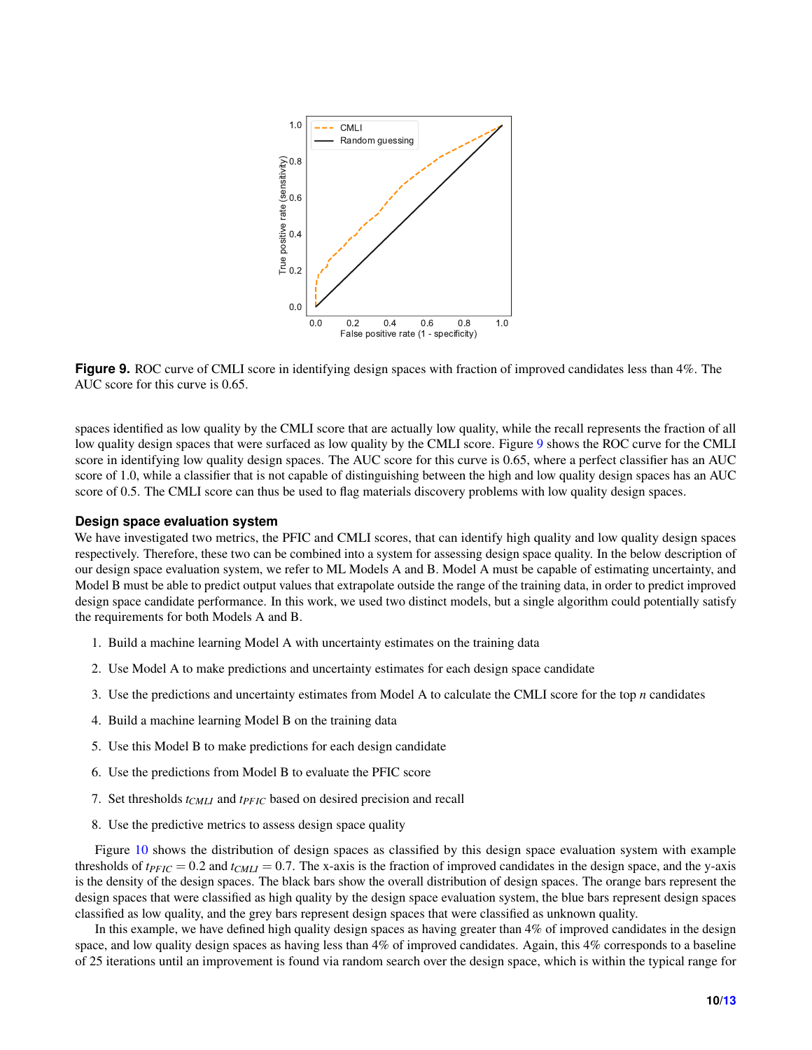**Figure 9.** ROC curve of CMLI score in identifying design spaces with fraction of improved candidates less than 4%. The AUC score for this curve is 0.65.

spaces identified as low quality by the CMLI score that are actually low quality, while the recall represents the fraction of all low quality design spaces that were surfaced as low quality by the CMLI score. Figure 9 shows the ROC curve for the CMLI score in identifying low quality design spaces. The AUC score for this curve is 0.65, where a perfect classifier has an AUC score of 1.0, while a classifier that is not capable of distinguishing between the high and low quality design spaces has an AUC score of 0.5. The CMLI score can thus be used to flag materials discovery problems with low quality design spaces.

### Design space evaluation system

We have investigated two metrics, the PFIC and CMLI scores, that can identify high quality and low quality design spaces respectively. Therefore, these two can be combined into a system for assessing design space quality. In the below description of our design space evaluation system, we refer to ML Models A and B. Model A must be capable of estimating uncertainty, and Model B must be able to predict output values that extrapolate outside the range of the training data, in order to predict improved design space candidate performance. In this work, we used two distinct models, but a single algorithm could potentially satisfy the requirements for both Models A and B.

1. Build a machine learning Model A with uncertainty estimates on the training data
2. Use Model A to make predictions and uncertainty estimates for each design space candidate
3. Use the predictions and uncertainty estimates from Model A to calculate the CMLI score for the top $n$ candidates
4. Build a machine learning Model B on the training data
5. Use this Model B to make predictions for each design candidate
6. Use the predictions from Model B to evaluate the PFIC score
7. Set thresholds $t_{CMLI}$ and $t_{PFIC}$ based on desired precision and recall
8. Use the predictive metrics to assess design space quality

Figure 10 shows the distribution of design spaces as classified by this design space evaluation system with example thresholds of $t_{PFIC} = 0.2$ and $t_{CMLI} = 0.7$. The x-axis is the fraction of improved candidates in the design space, and the y-axis is the density of the design spaces. The black bars show the overall distribution of design spaces. The orange bars represent the design spaces that were classified as high quality by the design space evaluation system, the blue bars represent design spaces classified as low quality, and the grey bars represent design spaces that were classified as unknown quality.

In this example, we have defined high quality design spaces as having greater than 4% of improved candidates in the design space, and low quality design spaces as having less than 4% of improved candidates. Again, this 4% corresponds to a baseline of 25 iterations until an improvement is found via random search over the design space, which is within the typical range for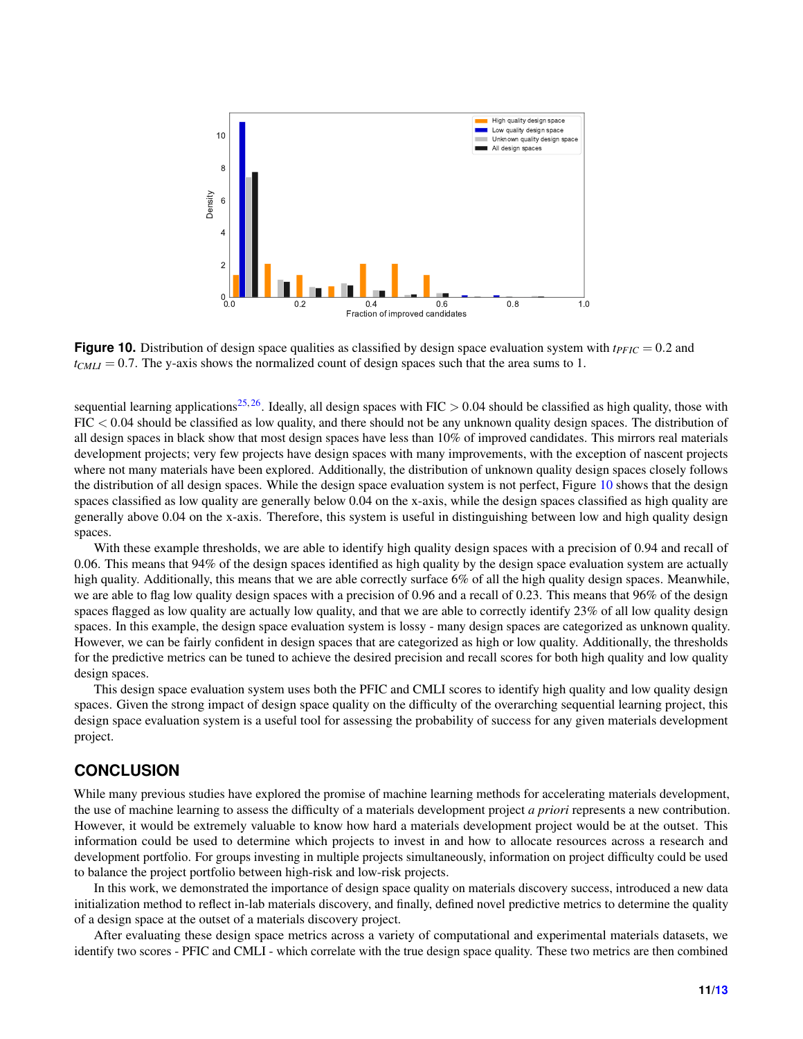**Figure 10.** Distribution of design space qualities as classified by design space evaluation system with $t_{PFIC} = 0.2$ and $t_{CMLI} = 0.7$. The y-axis shows the normalized count of design spaces such that the area sums to 1.

sequential learning applications[25,26]. Ideally, all design spaces with FIC $> 0.04$ should be classified as high quality, those with FIC $< 0.04$ should be classified as low quality, and there should not be any unknown quality design spaces. The distribution of all design spaces in black show that most design spaces have less than 10% of improved candidates. This mirrors real materials development projects; very few projects have design spaces with many improvements, with the exception of nascent projects where not many materials have been explored. Additionally, the distribution of unknown quality design spaces closely follows the distribution of all design spaces. While the design space evaluation system is not perfect, Figure 10 shows that the design spaces classified as low quality are generally below 0.04 on the x-axis, while the design spaces classified as high quality are generally above 0.04 on the x-axis. Therefore, this system is useful in distinguishing between low and high quality design spaces.

With these example thresholds, we are able to identify high quality design spaces with a precision of 0.94 and recall of 0.06. This means that 94% of the design spaces identified as high quality by the design space evaluation system are actually high quality. Additionally, this means that we are able correctly surface 6% of all the high quality design spaces. Meanwhile, we are able to flag low quality design spaces with a precision of 0.96 and a recall of 0.23. This means that 96% of the design spaces flagged as low quality are actually low quality, and that we are able to correctly identify 23% of all low quality design spaces. In this example, the design space evaluation system is lossy - many design spaces are categorized as unknown quality. However, we can be fairly confident in design spaces that are categorized as high or low quality. Additionally, the thresholds for the predictive metrics can be tuned to achieve the desired precision and recall scores for both high quality and low quality design spaces.

This design space evaluation system uses both the PFIC and CMLI scores to identify high quality and low quality design spaces. Given the strong impact of design space quality on the difficulty of the overarching sequential learning project, this design space evaluation system is a useful tool for assessing the probability of success for any given materials development project.

## CONCLUSION

While many previous studies have explored the promise of machine learning methods for accelerating materials development, the use of machine learning to assess the difficulty of a materials development project *a priori* represents a new contribution. However, it would be extremely valuable to know how hard a materials development project would be at the outset. This information could be used to determine which projects to invest in and how to allocate resources across a research and development portfolio. For groups investing in multiple projects simultaneously, information on project difficulty could be used to balance the project portfolio between high-risk and low-risk projects.

In this work, we demonstrated the importance of design space quality on materials discovery success, introduced a new data initialization method to reflect in-lab materials discovery, and finally, defined novel predictive metrics to determine the quality of a design space at the outset of a materials discovery project.

After evaluating these design space metrics across a variety of computational and experimental materials datasets, we identify two scores - PFIC and CMLI - which correlate with the true design space quality. These two metrics are then combined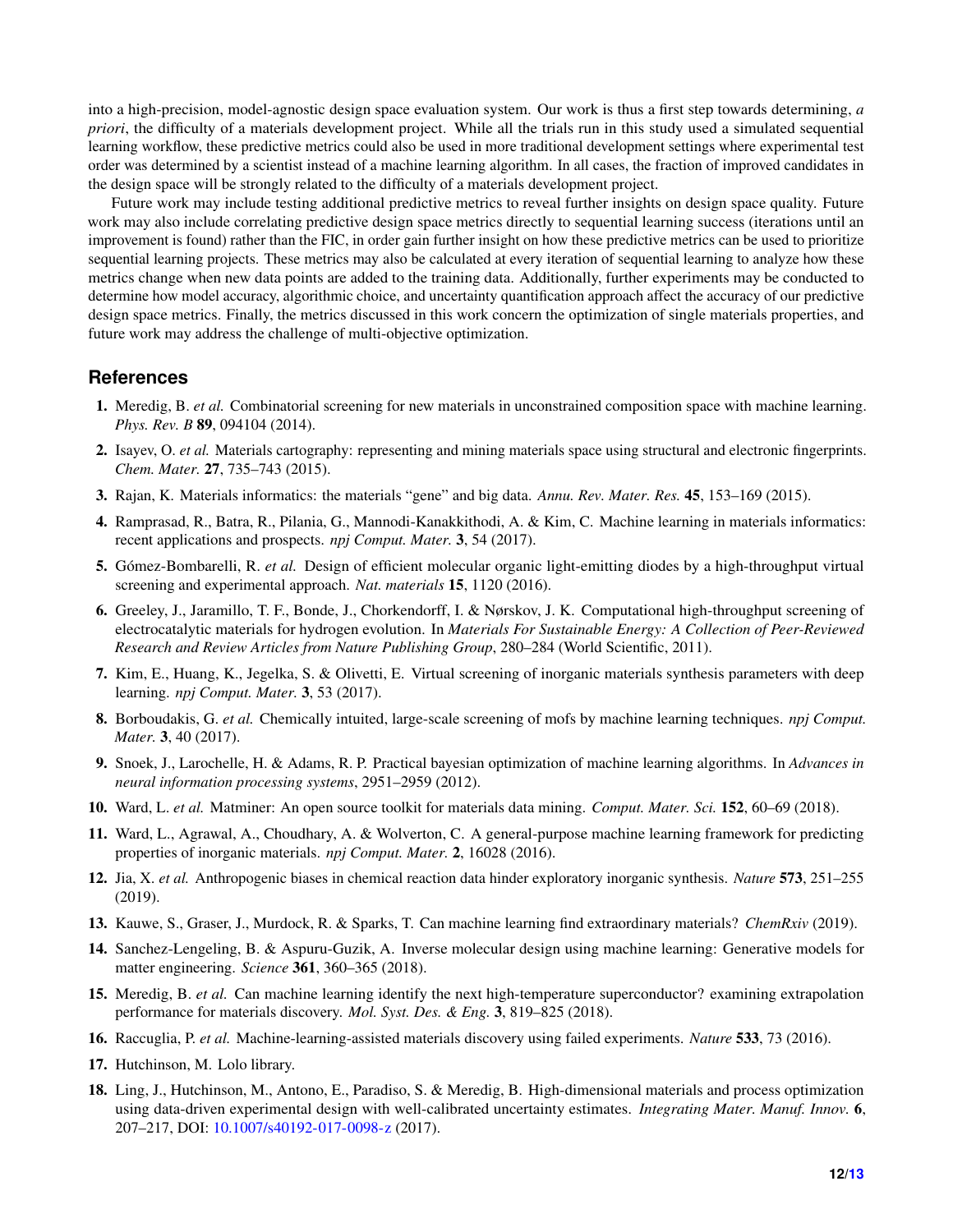into a high-precision, model-agnostic design space evaluation system. Our work is thus a first step towards determining, *a priori*, the difficulty of a materials development project. While all the trials run in this study used a simulated sequential learning workflow, these predictive metrics could also be used in more traditional development settings where experimental test order was determined by a scientist instead of a machine learning algorithm. In all cases, the fraction of improved candidates in the design space will be strongly related to the difficulty of a materials development project.

Future work may include testing additional predictive metrics to reveal further insights on design space quality. Future work may also include correlating predictive design space metrics directly to sequential learning success (iterations until an improvement is found) rather than the FIC, in order gain further insight on how these predictive metrics can be used to prioritize sequential learning projects. These metrics may also be calculated at every iteration of sequential learning to analyze how these metrics change when new data points are added to the training data. Additionally, further experiments may be conducted to determine how model accuracy, algorithmic choice, and uncertainty quantification approach affect the accuracy of our predictive design space metrics. Finally, the metrics discussed in this work concern the optimization of single materials properties, and future work may address the challenge of multi-objective optimization.

## References

1. Meredig, B. *et al.* Combinatorial screening for new materials in unconstrained composition space with machine learning. *Phys. Rev. B* **89**, 094104 (2014).
2. Isayev, O. *et al.* Materials cartography: representing and mining materials space using structural and electronic fingerprints. *Chem. Mater.* **27**, 735–743 (2015).
3. Rajan, K. Materials informatics: the materials "gene" and big data. *Annu. Rev. Mater. Res.* **45**, 153–169 (2015).
4. Ramprasad, R., Batra, R., Pilania, G., Mannodi-Kanakkithodi, A. & Kim, C. Machine learning in materials informatics: recent applications and prospects. *npj Comput. Mater.* **3**, 54 (2017).
5. Gómez-Bombarelli, R. *et al.* Design of efficient molecular organic light-emitting diodes by a high-throughput virtual screening and experimental approach. *Nat. materials* **15**, 1120 (2016).
6. Greeley, J., Jaramillo, T. F., Bonde, J., Chorkendorff, I. & Nørskov, J. K. Computational high-throughput screening of electrocatalytic materials for hydrogen evolution. In *Materials For Sustainable Energy: A Collection of Peer-Reviewed Research and Review Articles from Nature Publishing Group*, 280–284 (World Scientific, 2011).
7. Kim, E., Huang, K., Jegelka, S. & Olivetti, E. Virtual screening of inorganic materials synthesis parameters with deep learning. *npj Comput. Mater.* **3**, 53 (2017).
8. Borboudakis, G. *et al.* Chemically intuited, large-scale screening of mofs by machine learning techniques. *npj Comput. Mater.* **3**, 40 (2017).
9. Snoek, J., Larochelle, H. & Adams, R. P. Practical bayesian optimization of machine learning algorithms. In *Advances in neural information processing systems*, 2951–2959 (2012).
10. Ward, L. *et al.* Matminer: An open source toolkit for materials data mining. *Comput. Mater. Sci.* **152**, 60–69 (2018).
11. Ward, L., Agrawal, A., Choudhary, A. & Wolverton, C. A general-purpose machine learning framework for predicting properties of inorganic materials. *npj Comput. Mater.* **2**, 16028 (2016).
12. Jia, X. *et al.* Anthropogenic biases in chemical reaction data hinder exploratory inorganic synthesis. *Nature* **573**, 251–255 (2019).
13. Kauwe, S., Graser, J., Murdock, R. & Sparks, T. Can machine learning find extraordinary materials? *ChemRxiv* (2019).
14. Sanchez-Lengeling, B. & Aspuru-Guzik, A. Inverse molecular design using machine learning: Generative models for matter engineering. *Science* **361**, 360–365 (2018).
15. Meredig, B. *et al.* Can machine learning identify the next high-temperature superconductor? examining extrapolation performance for materials discovery. *Mol. Syst. Des. & Eng.* **3**, 819–825 (2018).
16. Raccuglia, P. *et al.* Machine-learning-assisted materials discovery using failed experiments. *Nature* **533**, 73 (2016).
17. Hutchinson, M. Lolo library.
18. Ling, J., Hutchinson, M., Antono, E., Paradiso, S. & Meredig, B. High-dimensional materials and process optimization using data-driven experimental design with well-calibrated uncertainty estimates. *Integrating Mater. Manuf. Innov.* **6**, 207–217, DOI: 10.1007/s40192-017-0098-z (2017).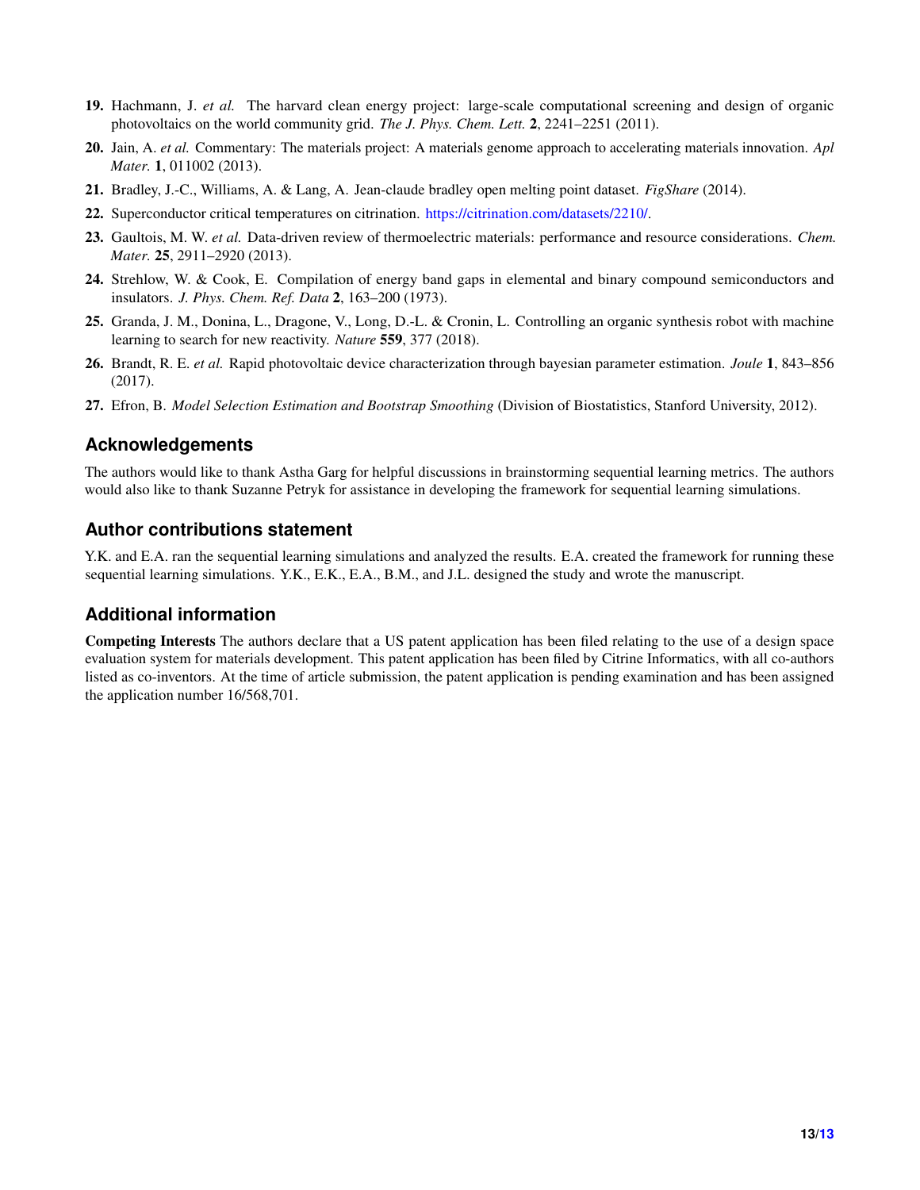19. Hachmann, J. *et al.* The harvard clean energy project: large-scale computational screening and design of organic photovoltaics on the world community grid. *The J. Phys. Chem. Lett.* **2**, 2241–2251 (2011).
20. Jain, A. *et al.* Commentary: The materials project: A materials genome approach to accelerating materials innovation. *Apl Mater.* **1**, 011002 (2013).
21. Bradley, J.-C., Williams, A. & Lang, A. Jean-claude bradley open melting point dataset. *FigShare* (2014).
22. Superconductor critical temperatures on citrination. https://citrination.com/datasets/2210/.
23. Gaultois, M. W. *et al.* Data-driven review of thermoelectric materials: performance and resource considerations. *Chem. Mater.* **25**, 2911–2920 (2013).
24. Strehlow, W. & Cook, E. Compilation of energy band gaps in elemental and binary compound semiconductors and insulators. *J. Phys. Chem. Ref. Data* **2**, 163–200 (1973).
25. Granda, J. M., Donina, L., Dragone, V., Long, D.-L. & Cronin, L. Controlling an organic synthesis robot with machine learning to search for new reactivity. *Nature* **559**, 377 (2018).
26. Brandt, R. E. *et al.* Rapid photovoltaic device characterization through bayesian parameter estimation. *Joule* **1**, 843–856 (2017).
27. Efron, B. *Model Selection Estimation and Bootstrap Smoothing* (Division of Biostatistics, Stanford University, 2012).

## Acknowledgements

The authors would like to thank Astha Garg for helpful discussions in brainstorming sequential learning metrics. The authors would also like to thank Suzanne Petryk for assistance in developing the framework for sequential learning simulations.

## Author contributions statement

Y.K. and E.A. ran the sequential learning simulations and analyzed the results. E.A. created the framework for running these sequential learning simulations. Y.K., E.K., E.A., B.M., and J.L. designed the study and wrote the manuscript.

## Additional information

**Competing Interests** The authors declare that a US patent application has been filed relating to the use of a design space evaluation system for materials development. This patent application has been filed by Citrine Informatics, with all co-authors listed as co-inventors. At the time of article submission, the patent application is pending examination and has been assigned the application number 16/568,701.